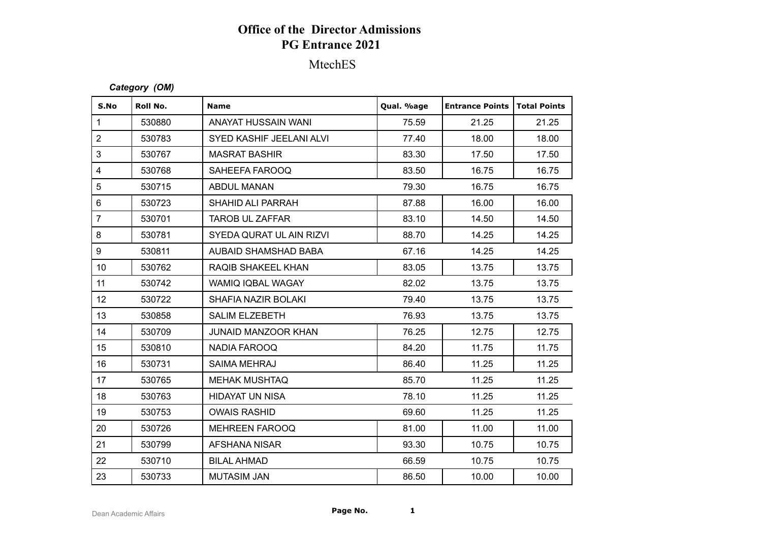# Office of the Director Admissions
## PG Entrance 2021

MtechES

***Category (OM)***

| S.No | Roll No. | Name | Qual. %age | Entrance Points | Total Points |
|---|---|---|---|---|---|
| 1 | 530880 | ANAYAT HUSSAIN WANI | 75.59 | 21.25 | 21.25 |
| 2 | 530783 | SYED KASHIF JEELANI ALVI | 77.40 | 18.00 | 18.00 |
| 3 | 530767 | MASRAT BASHIR | 83.30 | 17.50 | 17.50 |
| 4 | 530768 | SAHEEFA FAROOQ | 83.50 | 16.75 | 16.75 |
| 5 | 530715 | ABDUL MANAN | 79.30 | 16.75 | 16.75 |
| 6 | 530723 | SHAHID ALI PARRAH | 87.88 | 16.00 | 16.00 |
| 7 | 530701 | TAROB UL ZAFFAR | 83.10 | 14.50 | 14.50 |
| 8 | 530781 | SYEDA QURAT UL AIN RIZVI | 88.70 | 14.25 | 14.25 |
| 9 | 530811 | AUBAID SHAMSHAD BABA | 67.16 | 14.25 | 14.25 |
| 10 | 530762 | RAQIB SHAKEEL KHAN | 83.05 | 13.75 | 13.75 |
| 11 | 530742 | WAMIQ IQBAL WAGAY | 82.02 | 13.75 | 13.75 |
| 12 | 530722 | SHAFIA NAZIR BOLAKI | 79.40 | 13.75 | 13.75 |
| 13 | 530858 | SALIM ELZEBETH | 76.93 | 13.75 | 13.75 |
| 14 | 530709 | JUNAID MANZOOR KHAN | 76.25 | 12.75 | 12.75 |
| 15 | 530810 | NADIA FAROOQ | 84.20 | 11.75 | 11.75 |
| 16 | 530731 | SAIMA MEHRAJ | 86.40 | 11.25 | 11.25 |
| 17 | 530765 | MEHAK MUSHTAQ | 85.70 | 11.25 | 11.25 |
| 18 | 530763 | HIDAYAT UN NISA | 78.10 | 11.25 | 11.25 |
| 19 | 530753 | OWAIS RASHID | 69.60 | 11.25 | 11.25 |
| 20 | 530726 | MEHREEN FAROOQ | 81.00 | 11.00 | 11.00 |
| 21 | 530799 | AFSHANA NISAR | 93.30 | 10.75 | 10.75 |
| 22 | 530710 | BILAL AHMAD | 66.59 | 10.75 | 10.75 |
| 23 | 530733 | MUTASIM JAN | 86.50 | 10.00 | 10.00 |

Dean Academic Affairs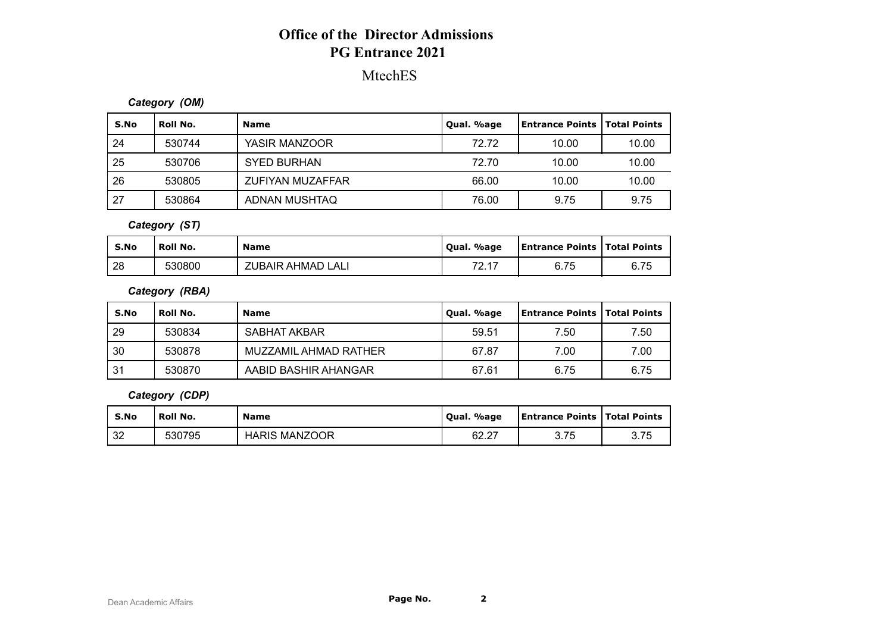# Office of the Director Admissions
## PG Entrance 2021
### MtechES

*Category (OM)*

| S.No | Roll No. | Name | Qual. %age | Entrance Points | Total Points |
|---|---|---|---|---|---|
| 24 | 530744 | YASIR MANZOOR | 72.72 | 10.00 | 10.00 |
| 25 | 530706 | SYED BURHAN | 72.70 | 10.00 | 10.00 |
| 26 | 530805 | ZUFIYAN MUZAFFAR | 66.00 | 10.00 | 10.00 |
| 27 | 530864 | ADNAN MUSHTAQ | 76.00 | 9.75 | 9.75 |

*Category (ST)*

| S.No | Roll No. | Name | Qual. %age | Entrance Points | Total Points |
|---|---|---|---|---|---|
| 28 | 530800 | ZUBAIR AHMAD LALI | 72.17 | 6.75 | 6.75 |

*Category (RBA)*

| S.No | Roll No. | Name | Qual. %age | Entrance Points | Total Points |
|---|---|---|---|---|---|
| 29 | 530834 | SABHAT AKBAR | 59.51 | 7.50 | 7.50 |
| 30 | 530878 | MUZZAMIL AHMAD RATHER | 67.87 | 7.00 | 7.00 |
| 31 | 530870 | AABID BASHIR AHANGAR | 67.61 | 6.75 | 6.75 |

*Category (CDP)*

| S.No | Roll No. | Name | Qual. %age | Entrance Points | Total Points |
|---|---|---|---|---|---|
| 32 | 530795 | HARIS MANZOOR | 62.27 | 3.75 | 3.75 |

Dean Academic Affairs